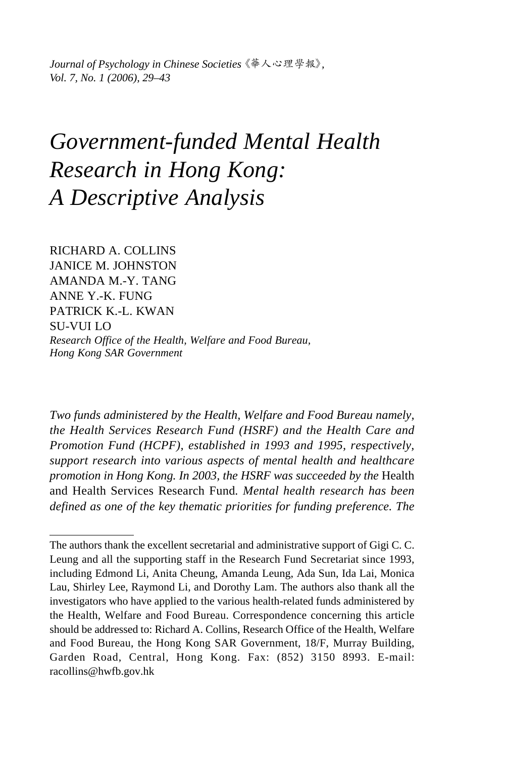*Journal of Psychology in Chinese Societies*《華人心理學報》, *Vol. 7, No. 1 (2006), 29–43*

# *Government-funded Mental Health Research in Hong Kong: A Descriptive Analysis*

RICHARD A. COLLINS
JANICE M. JOHNSTON
AMANDA M.-Y. TANG
ANNE Y.-K. FUNG
PATRICK K.-L. KWAN
SU-VUI LO
*Research Office of the Health, Welfare and Food Bureau, Hong Kong SAR Government*

*Two funds administered by the Health, Welfare and Food Bureau namely, the Health Services Research Fund (HSRF) and the Health Care and Promotion Fund (HCPF), established in 1993 and 1995, respectively, support research into various aspects of mental health and healthcare promotion in Hong Kong. In 2003, the HSRF was succeeded by the* Health and Health Services Research Fund*. Mental health research has been defined as one of the key thematic priorities for funding preference. The*

---

The authors thank the excellent secretarial and administrative support of Gigi C. C. Leung and all the supporting staff in the Research Fund Secretariat since 1993, including Edmond Li, Anita Cheung, Amanda Leung, Ada Sun, Ida Lai, Monica Lau, Shirley Lee, Raymond Li, and Dorothy Lam. The authors also thank all the investigators who have applied to the various health-related funds administered by the Health, Welfare and Food Bureau. Correspondence concerning this article should be addressed to: Richard A. Collins, Research Office of the Health, Welfare and Food Bureau, the Hong Kong SAR Government, 18/F, Murray Building, Garden Road, Central, Hong Kong. Fax: (852) 3150 8993. E-mail: racollins@hwfb.gov.hk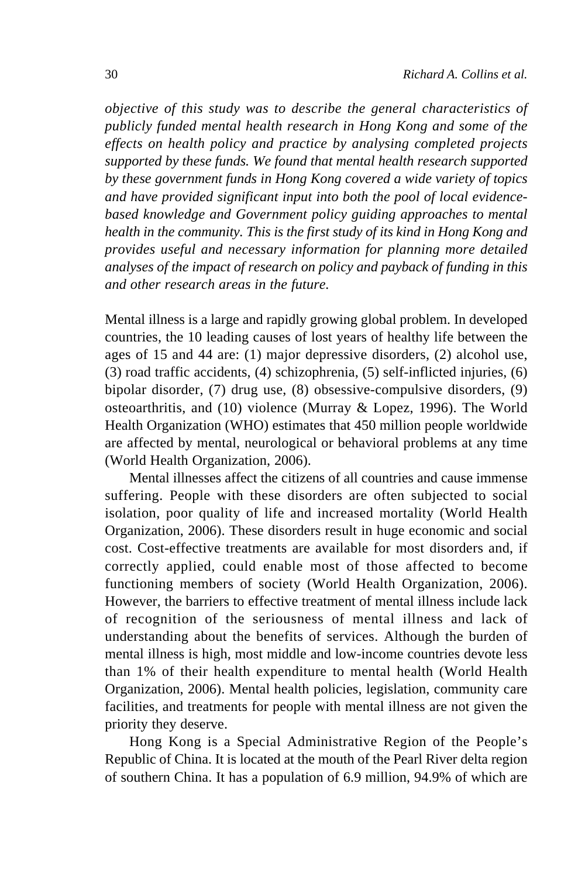*objective of this study was to describe the general characteristics of publicly funded mental health research in Hong Kong and some of the effects on health policy and practice by analysing completed projects supported by these funds. We found that mental health research supported by these government funds in Hong Kong covered a wide variety of topics and have provided significant input into both the pool of local evidence-based knowledge and Government policy guiding approaches to mental health in the community. This is the first study of its kind in Hong Kong and provides useful and necessary information for planning more detailed analyses of the impact of research on policy and payback of funding in this and other research areas in the future.*

Mental illness is a large and rapidly growing global problem. In developed countries, the 10 leading causes of lost years of healthy life between the ages of 15 and 44 are: (1) major depressive disorders, (2) alcohol use, (3) road traffic accidents, (4) schizophrenia, (5) self-inflicted injuries, (6) bipolar disorder, (7) drug use, (8) obsessive-compulsive disorders, (9) osteoarthritis, and (10) violence (Murray & Lopez, 1996). The World Health Organization (WHO) estimates that 450 million people worldwide are affected by mental, neurological or behavioral problems at any time (World Health Organization, 2006).

Mental illnesses affect the citizens of all countries and cause immense suffering. People with these disorders are often subjected to social isolation, poor quality of life and increased mortality (World Health Organization, 2006). These disorders result in huge economic and social cost. Cost-effective treatments are available for most disorders and, if correctly applied, could enable most of those affected to become functioning members of society (World Health Organization, 2006). However, the barriers to effective treatment of mental illness include lack of recognition of the seriousness of mental illness and lack of understanding about the benefits of services. Although the burden of mental illness is high, most middle and low-income countries devote less than 1% of their health expenditure to mental health (World Health Organization, 2006). Mental health policies, legislation, community care facilities, and treatments for people with mental illness are not given the priority they deserve.

Hong Kong is a Special Administrative Region of the People's Republic of China. It is located at the mouth of the Pearl River delta region of southern China. It has a population of 6.9 million, 94.9% of which are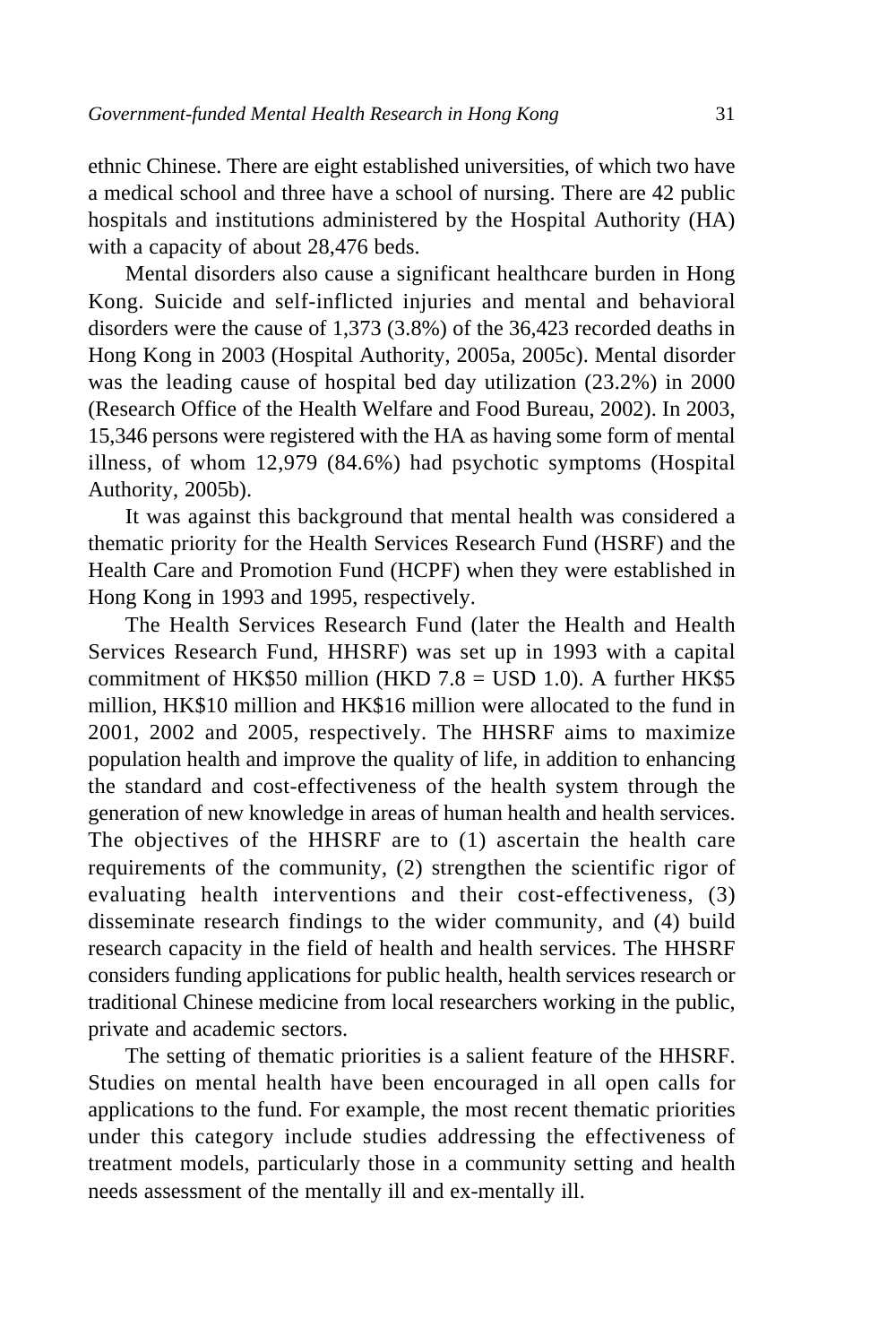ethnic Chinese. There are eight established universities, of which two have a medical school and three have a school of nursing. There are 42 public hospitals and institutions administered by the Hospital Authority (HA) with a capacity of about 28,476 beds.

Mental disorders also cause a significant healthcare burden in Hong Kong. Suicide and self-inflicted injuries and mental and behavioral disorders were the cause of 1,373 (3.8%) of the 36,423 recorded deaths in Hong Kong in 2003 (Hospital Authority, 2005a, 2005c). Mental disorder was the leading cause of hospital bed day utilization (23.2%) in 2000 (Research Office of the Health Welfare and Food Bureau, 2002). In 2003, 15,346 persons were registered with the HA as having some form of mental illness, of whom 12,979 (84.6%) had psychotic symptoms (Hospital Authority, 2005b).

It was against this background that mental health was considered a thematic priority for the Health Services Research Fund (HSRF) and the Health Care and Promotion Fund (HCPF) when they were established in Hong Kong in 1993 and 1995, respectively.

The Health Services Research Fund (later the Health and Health Services Research Fund, HHSRF) was set up in 1993 with a capital commitment of HK$50 million (HKD 7.8 = USD 1.0). A further HK$5 million, HK$10 million and HK$16 million were allocated to the fund in 2001, 2002 and 2005, respectively. The HHSRF aims to maximize population health and improve the quality of life, in addition to enhancing the standard and cost-effectiveness of the health system through the generation of new knowledge in areas of human health and health services. The objectives of the HHSRF are to (1) ascertain the health care requirements of the community, (2) strengthen the scientific rigor of evaluating health interventions and their cost-effectiveness, (3) disseminate research findings to the wider community, and (4) build research capacity in the field of health and health services. The HHSRF considers funding applications for public health, health services research or traditional Chinese medicine from local researchers working in the public, private and academic sectors.

The setting of thematic priorities is a salient feature of the HHSRF. Studies on mental health have been encouraged in all open calls for applications to the fund. For example, the most recent thematic priorities under this category include studies addressing the effectiveness of treatment models, particularly those in a community setting and health needs assessment of the mentally ill and ex-mentally ill.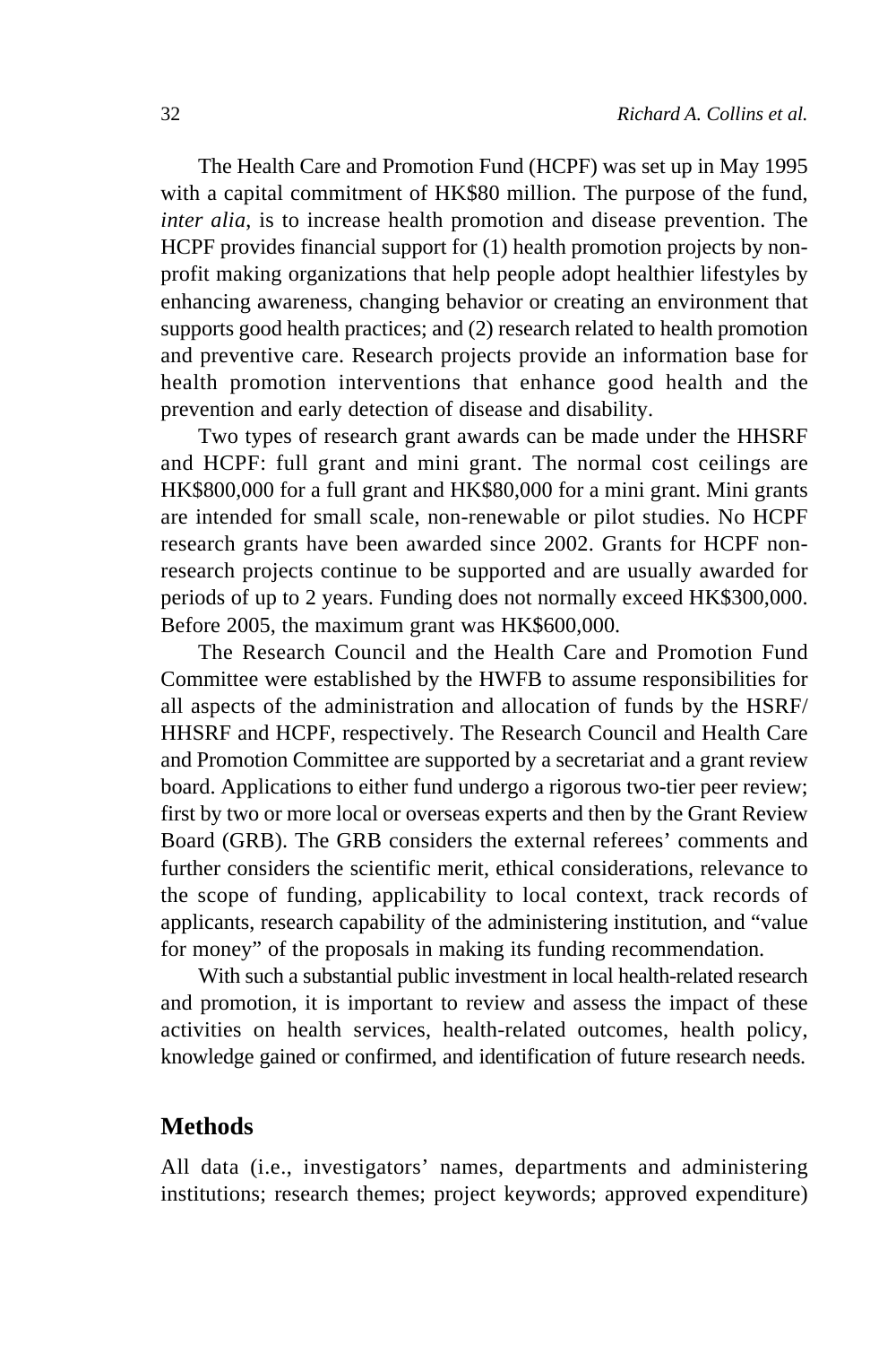The Health Care and Promotion Fund (HCPF) was set up in May 1995 with a capital commitment of HK$80 million. The purpose of the fund, *inter alia*, is to increase health promotion and disease prevention. The HCPF provides financial support for (1) health promotion projects by non-profit making organizations that help people adopt healthier lifestyles by enhancing awareness, changing behavior or creating an environment that supports good health practices; and (2) research related to health promotion and preventive care. Research projects provide an information base for health promotion interventions that enhance good health and the prevention and early detection of disease and disability.

Two types of research grant awards can be made under the HHSRF and HCPF: full grant and mini grant. The normal cost ceilings are HK$800,000 for a full grant and HK$80,000 for a mini grant. Mini grants are intended for small scale, non-renewable or pilot studies. No HCPF research grants have been awarded since 2002. Grants for HCPF non-research projects continue to be supported and are usually awarded for periods of up to 2 years. Funding does not normally exceed HK$300,000. Before 2005, the maximum grant was HK$600,000.

The Research Council and the Health Care and Promotion Fund Committee were established by the HWFB to assume responsibilities for all aspects of the administration and allocation of funds by the HSRF/HHSRF and HCPF, respectively. The Research Council and Health Care and Promotion Committee are supported by a secretariat and a grant review board. Applications to either fund undergo a rigorous two-tier peer review; first by two or more local or overseas experts and then by the Grant Review Board (GRB). The GRB considers the external referees' comments and further considers the scientific merit, ethical considerations, relevance to the scope of funding, applicability to local context, track records of applicants, research capability of the administering institution, and "value for money" of the proposals in making its funding recommendation.

With such a substantial public investment in local health-related research and promotion, it is important to review and assess the impact of these activities on health services, health-related outcomes, health policy, knowledge gained or confirmed, and identification of future research needs.

## Methods

All data (i.e., investigators' names, departments and administering institutions; research themes; project keywords; approved expenditure)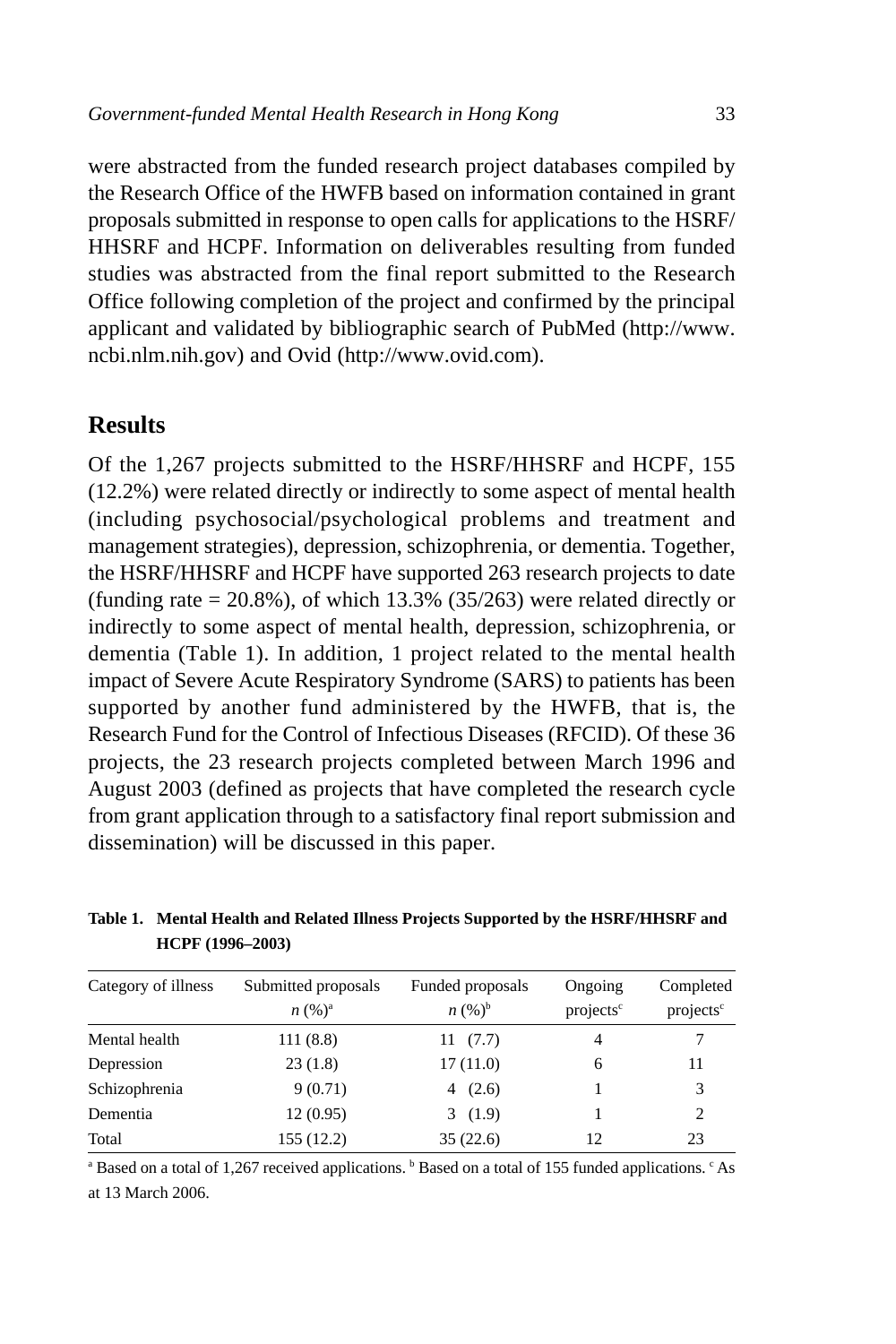were abstracted from the funded research project databases compiled by the Research Office of the HWFB based on information contained in grant proposals submitted in response to open calls for applications to the HSRF/HHSRF and HCPF. Information on deliverables resulting from funded studies was abstracted from the final report submitted to the Research Office following completion of the project and confirmed by the principal applicant and validated by bibliographic search of PubMed (http://www.ncbi.nlm.nih.gov) and Ovid (http://www.ovid.com).

## Results

Of the 1,267 projects submitted to the HSRF/HHSRF and HCPF, 155 (12.2%) were related directly or indirectly to some aspect of mental health (including psychosocial/psychological problems and treatment and management strategies), depression, schizophrenia, or dementia. Together, the HSRF/HHSRF and HCPF have supported 263 research projects to date (funding rate = 20.8%), of which 13.3% (35/263) were related directly or indirectly to some aspect of mental health, depression, schizophrenia, or dementia (Table 1). In addition, 1 project related to the mental health impact of Severe Acute Respiratory Syndrome (SARS) to patients has been supported by another fund administered by the HWFB, that is, the Research Fund for the Control of Infectious Diseases (RFCID). Of these 36 projects, the 23 research projects completed between March 1996 and August 2003 (defined as projects that have completed the research cycle from grant application through to a satisfactory final report submission and dissemination) will be discussed in this paper.

**Table 1. Mental Health and Related Illness Projects Supported by the HSRF/HHSRF and HCPF (1996–2003)**

| Category of illness | Submitted proposals *n* (%)[a] | Funded proposals *n* (%)[b] | Ongoing projects[c] | Completed projects[c] |
|---|---|---|---|---|
| Mental health | 111 (8.8) | 11 (7.7) | 4 | 7 |
| Depression | 23 (1.8) | 17 (11.0) | 6 | 11 |
| Schizophrenia | 9 (0.71) | 4 (2.6) | 1 | 3 |
| Dementia | 12 (0.95) | 3 (1.9) | 1 | 2 |
| Total | 155 (12.2) | 35 (22.6) | 12 | 23 |

[a] Based on a total of 1,267 received applications. [b] Based on a total of 155 funded applications. [c] As at 13 March 2006.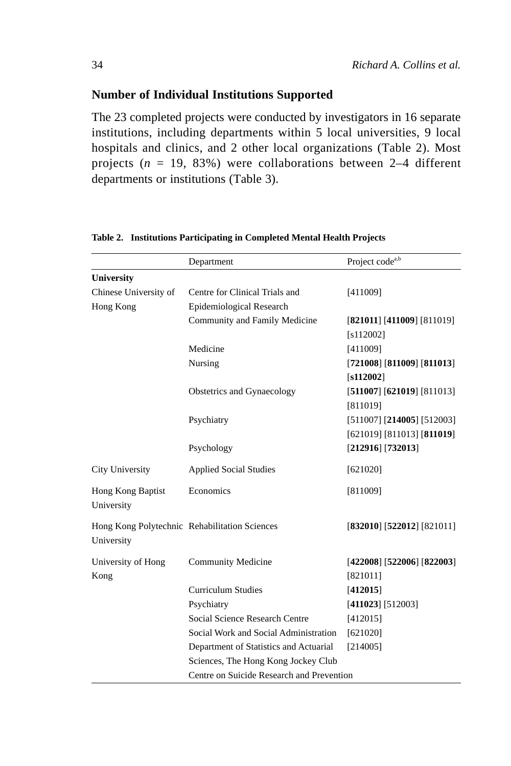## Number of Individual Institutions Supported

The 23 completed projects were conducted by investigators in 16 separate institutions, including departments within 5 local universities, 9 local hospitals and clinics, and 2 other local organizations (Table 2). Most projects ($n$ = 19, 83%) were collaborations between 2–4 different departments or institutions (Table 3).

**Table 2. Institutions Participating in Completed Mental Health Projects**

| | Department | Project code[a,b] |
|---|---|---|
| **University** | | |
| Chinese University of Hong Kong | Centre for Clinical Trials and Epidemiological Research | [411009] |
| | Community and Family Medicine | [**821011**] [**411009**] [811019] [s112002] |
| | Medicine | [411009] |
| | Nursing | [**721008**] [**811009**] [**811013**] [**s112002**] |
| | Obstetrics and Gynaecology | [**511007**] [**621019**] [811013] [811019] |
| | Psychiatry | [511007] [**214005**] [512003] [621019] [811013] [**811019**] |
| | Psychology | [**212916**] [**732013**] |
| City University | Applied Social Studies | [621020] |
| Hong Kong Baptist University | Economics | [811009] |
| Hong Kong Polytechnic University | Rehabilitation Sciences | [**832010**] [**522012**] [821011] |
| University of Hong Kong | Community Medicine | [**422008**] [**522006**] [**822003**] [821011] |
| | Curriculum Studies | [**412015**] |
| | Psychiatry | [**411023**] [512003] |
| | Social Science Research Centre | [412015] |
| | Social Work and Social Administration | [621020] |
| | Department of Statistics and Actuarial Sciences, The Hong Kong Jockey Club Centre on Suicide Research and Prevention | [214005] |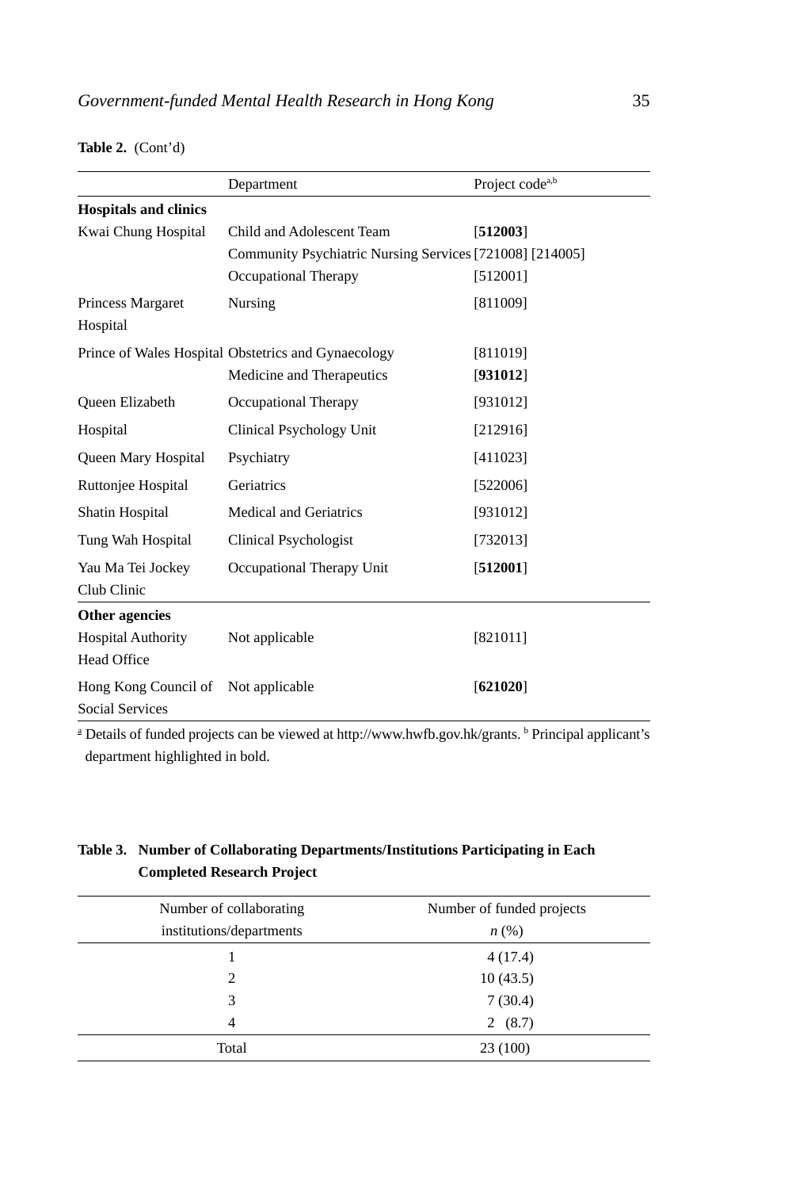**Table 2.** (Cont'd)

| | Department | Project code[a,b] |
|---|---|---|
| **Hospitals and clinics** | | |
| Kwai Chung Hospital | Child and Adolescent Team | [**512003**] |
| | Community Psychiatric Nursing Services | [721008] [214005] |
| | Occupational Therapy | [512001] |
| Princess Margaret Hospital | Nursing | [811009] |
| Prince of Wales Hospital | Obstetrics and Gynaecology | [811019] |
| | Medicine and Therapeutics | [**931012**] |
| Queen Elizabeth Hospital | Occupational Therapy | [931012] |
| | Clinical Psychology Unit | [212916] |
| Queen Mary Hospital | Psychiatry | [411023] |
| Ruttonjee Hospital | Geriatrics | [522006] |
| Shatin Hospital | Medical and Geriatrics | [931012] |
| Tung Wah Hospital | Clinical Psychologist | [732013] |
| Yau Ma Tei Jockey Club Clinic | Occupational Therapy Unit | [**512001**] |
| **Other agencies** | | |
| Hospital Authority Head Office | Not applicable | [821011] |
| Hong Kong Council of Social Services | Not applicable | [**621020**] |

[a] Details of funded projects can be viewed at http://www.hwfb.gov.hk/grants. [b] Principal applicant's department highlighted in bold.

**Table 3. Number of Collaborating Departments/Institutions Participating in Each Completed Research Project**

| Number of collaborating institutions/departments | Number of funded projects *n* (%) |
|---|---|
| 1 | 4 (17.4) |
| 2 | 10 (43.5) |
| 3 | 7 (30.4) |
| 4 | 2 (8.7) |
| Total | 23 (100) |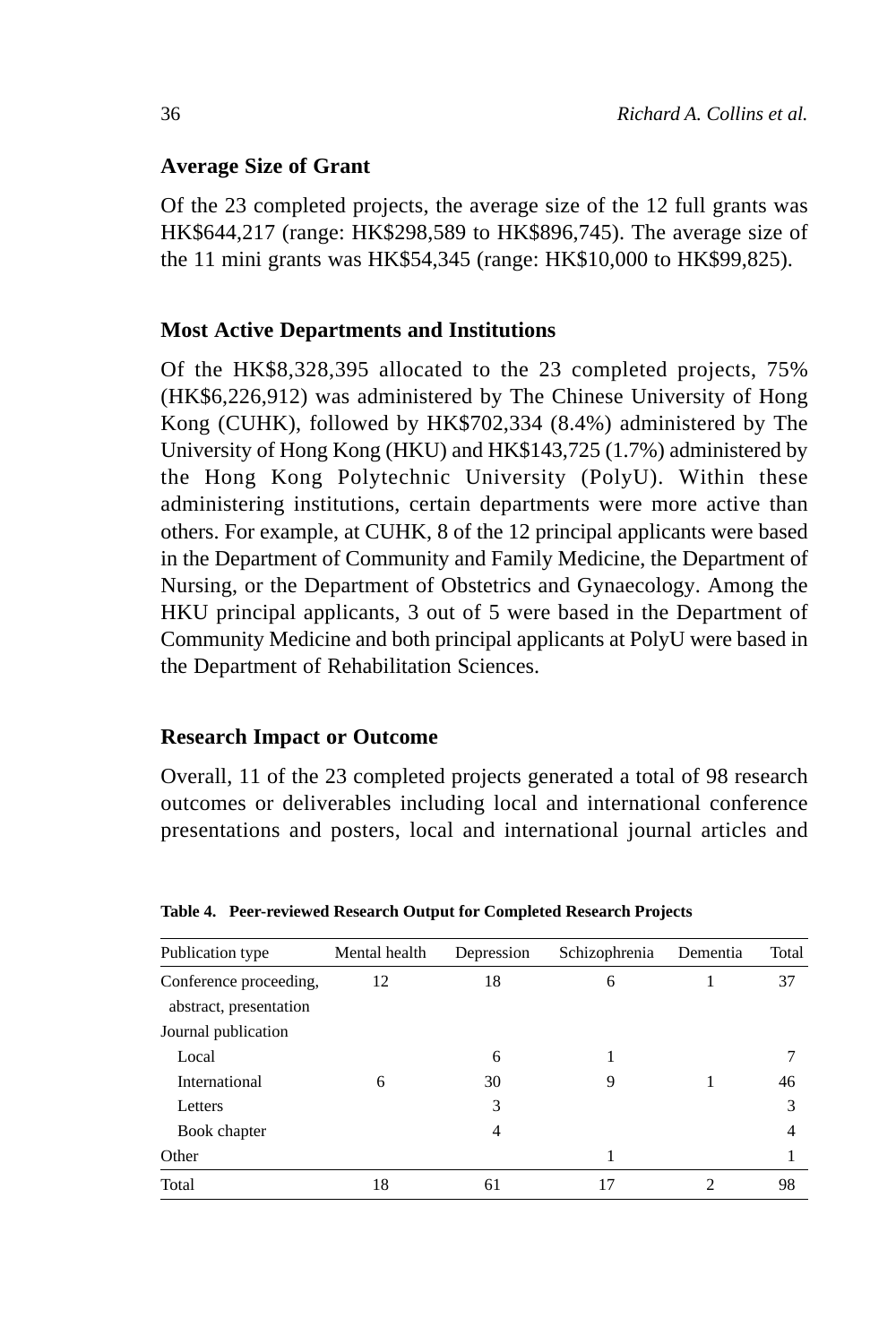### Average Size of Grant

Of the 23 completed projects, the average size of the 12 full grants was HK$644,217 (range: HK$298,589 to HK$896,745). The average size of the 11 mini grants was HK$54,345 (range: HK$10,000 to HK$99,825).

### Most Active Departments and Institutions

Of the HK$8,328,395 allocated to the 23 completed projects, 75% (HK$6,226,912) was administered by The Chinese University of Hong Kong (CUHK), followed by HK$702,334 (8.4%) administered by The University of Hong Kong (HKU) and HK$143,725 (1.7%) administered by the Hong Kong Polytechnic University (PolyU). Within these administering institutions, certain departments were more active than others. For example, at CUHK, 8 of the 12 principal applicants were based in the Department of Community and Family Medicine, the Department of Nursing, or the Department of Obstetrics and Gynaecology. Among the HKU principal applicants, 3 out of 5 were based in the Department of Community Medicine and both principal applicants at PolyU were based in the Department of Rehabilitation Sciences.

### Research Impact or Outcome

Overall, 11 of the 23 completed projects generated a total of 98 research outcomes or deliverables including local and international conference presentations and posters, local and international journal articles and

**Table 4. Peer-reviewed Research Output for Completed Research Projects**

| Publication type | Mental health | Depression | Schizophrenia | Dementia | Total |
|---|---|---|---|---|---|
| Conference proceeding, abstract, presentation | 12 | 18 | 6 | 1 | 37 |
| Journal publication | | | | | |
| Local | | 6 | 1 | | 7 |
| International | 6 | 30 | 9 | 1 | 46 |
| Letters | | 3 | | | 3 |
| Book chapter | | 4 | | | 4 |
| Other | | | 1 | | 1 |
| Total | 18 | 61 | 17 | 2 | 98 |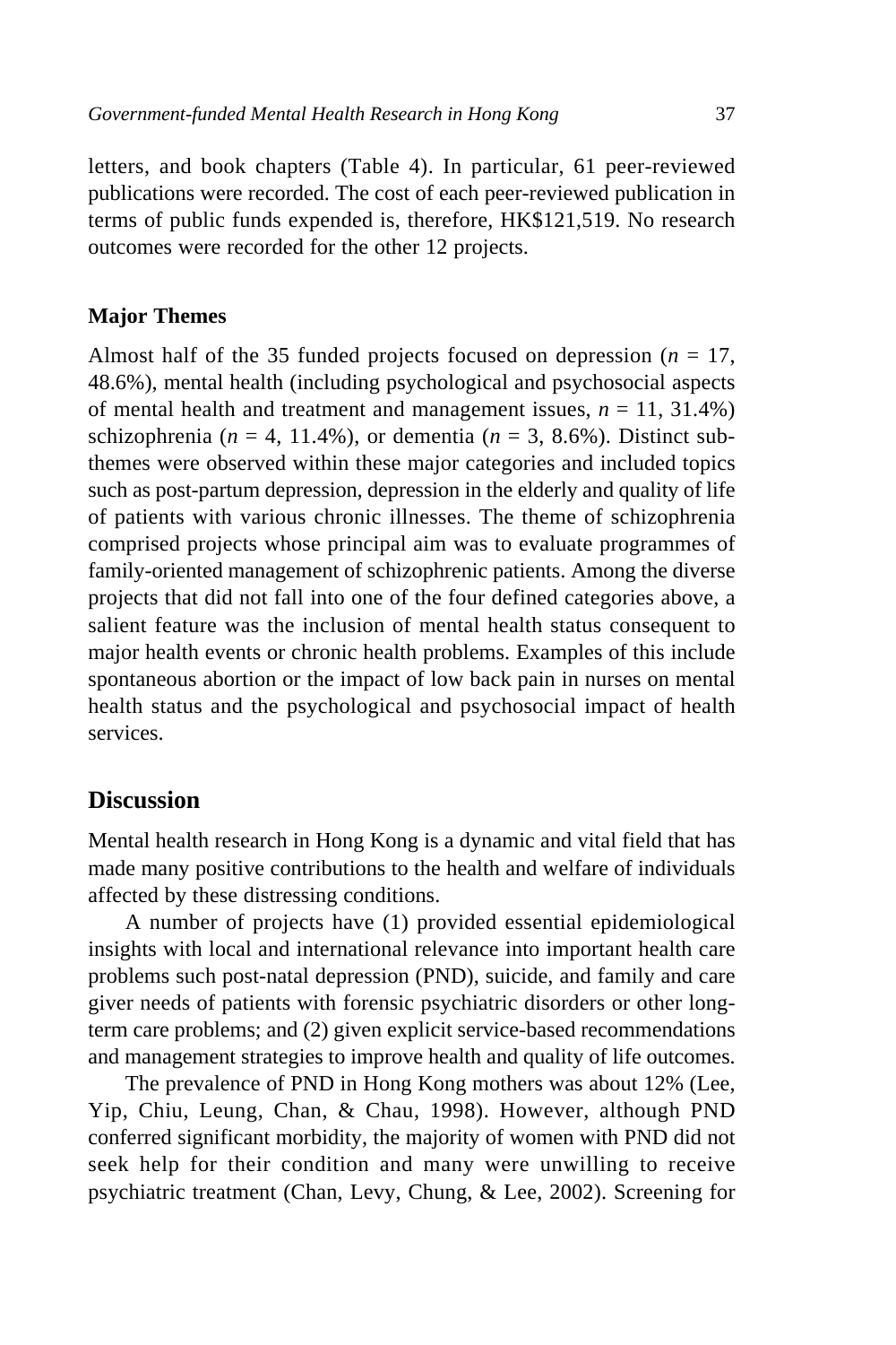letters, and book chapters (Table 4). In particular, 61 peer-reviewed publications were recorded. The cost of each peer-reviewed publication in terms of public funds expended is, therefore, HK$121,519. No research outcomes were recorded for the other 12 projects.

### Major Themes

Almost half of the 35 funded projects focused on depression (*n* = 17, 48.6%), mental health (including psychological and psychosocial aspects of mental health and treatment and management issues, *n* = 11, 31.4%) schizophrenia (*n* = 4, 11.4%), or dementia (*n* = 3, 8.6%). Distinct sub-themes were observed within these major categories and included topics such as post-partum depression, depression in the elderly and quality of life of patients with various chronic illnesses. The theme of schizophrenia comprised projects whose principal aim was to evaluate programmes of family-oriented management of schizophrenic patients. Among the diverse projects that did not fall into one of the four defined categories above, a salient feature was the inclusion of mental health status consequent to major health events or chronic health problems. Examples of this include spontaneous abortion or the impact of low back pain in nurses on mental health status and the psychological and psychosocial impact of health services.

## Discussion

Mental health research in Hong Kong is a dynamic and vital field that has made many positive contributions to the health and welfare of individuals affected by these distressing conditions.

A number of projects have (1) provided essential epidemiological insights with local and international relevance into important health care problems such post-natal depression (PND), suicide, and family and care giver needs of patients with forensic psychiatric disorders or other long-term care problems; and (2) given explicit service-based recommendations and management strategies to improve health and quality of life outcomes.

The prevalence of PND in Hong Kong mothers was about 12% (Lee, Yip, Chiu, Leung, Chan, & Chau, 1998). However, although PND conferred significant morbidity, the majority of women with PND did not seek help for their condition and many were unwilling to receive psychiatric treatment (Chan, Levy, Chung, & Lee, 2002). Screening for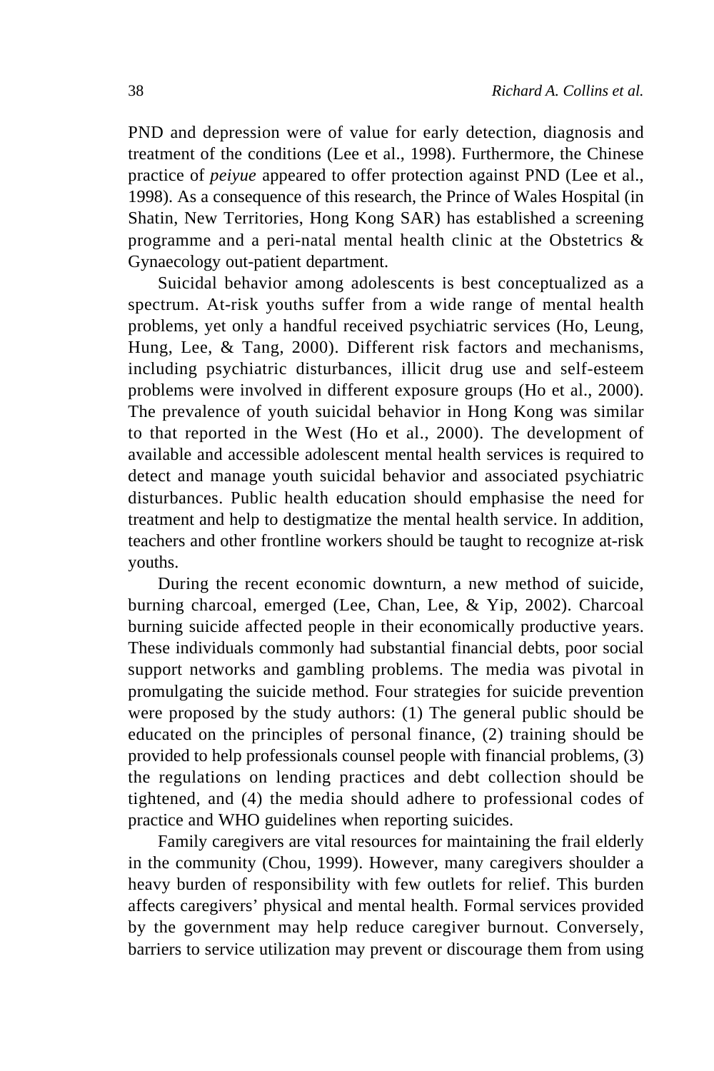PND and depression were of value for early detection, diagnosis and treatment of the conditions (Lee et al., 1998). Furthermore, the Chinese practice of *peiyue* appeared to offer protection against PND (Lee et al., 1998). As a consequence of this research, the Prince of Wales Hospital (in Shatin, New Territories, Hong Kong SAR) has established a screening programme and a peri-natal mental health clinic at the Obstetrics & Gynaecology out-patient department.

Suicidal behavior among adolescents is best conceptualized as a spectrum. At-risk youths suffer from a wide range of mental health problems, yet only a handful received psychiatric services (Ho, Leung, Hung, Lee, & Tang, 2000). Different risk factors and mechanisms, including psychiatric disturbances, illicit drug use and self-esteem problems were involved in different exposure groups (Ho et al., 2000). The prevalence of youth suicidal behavior in Hong Kong was similar to that reported in the West (Ho et al., 2000). The development of available and accessible adolescent mental health services is required to detect and manage youth suicidal behavior and associated psychiatric disturbances. Public health education should emphasise the need for treatment and help to destigmatize the mental health service. In addition, teachers and other frontline workers should be taught to recognize at-risk youths.

During the recent economic downturn, a new method of suicide, burning charcoal, emerged (Lee, Chan, Lee, & Yip, 2002). Charcoal burning suicide affected people in their economically productive years. These individuals commonly had substantial financial debts, poor social support networks and gambling problems. The media was pivotal in promulgating the suicide method. Four strategies for suicide prevention were proposed by the study authors: (1) The general public should be educated on the principles of personal finance, (2) training should be provided to help professionals counsel people with financial problems, (3) the regulations on lending practices and debt collection should be tightened, and (4) the media should adhere to professional codes of practice and WHO guidelines when reporting suicides.

Family caregivers are vital resources for maintaining the frail elderly in the community (Chou, 1999). However, many caregivers shoulder a heavy burden of responsibility with few outlets for relief. This burden affects caregivers' physical and mental health. Formal services provided by the government may help reduce caregiver burnout. Conversely, barriers to service utilization may prevent or discourage them from using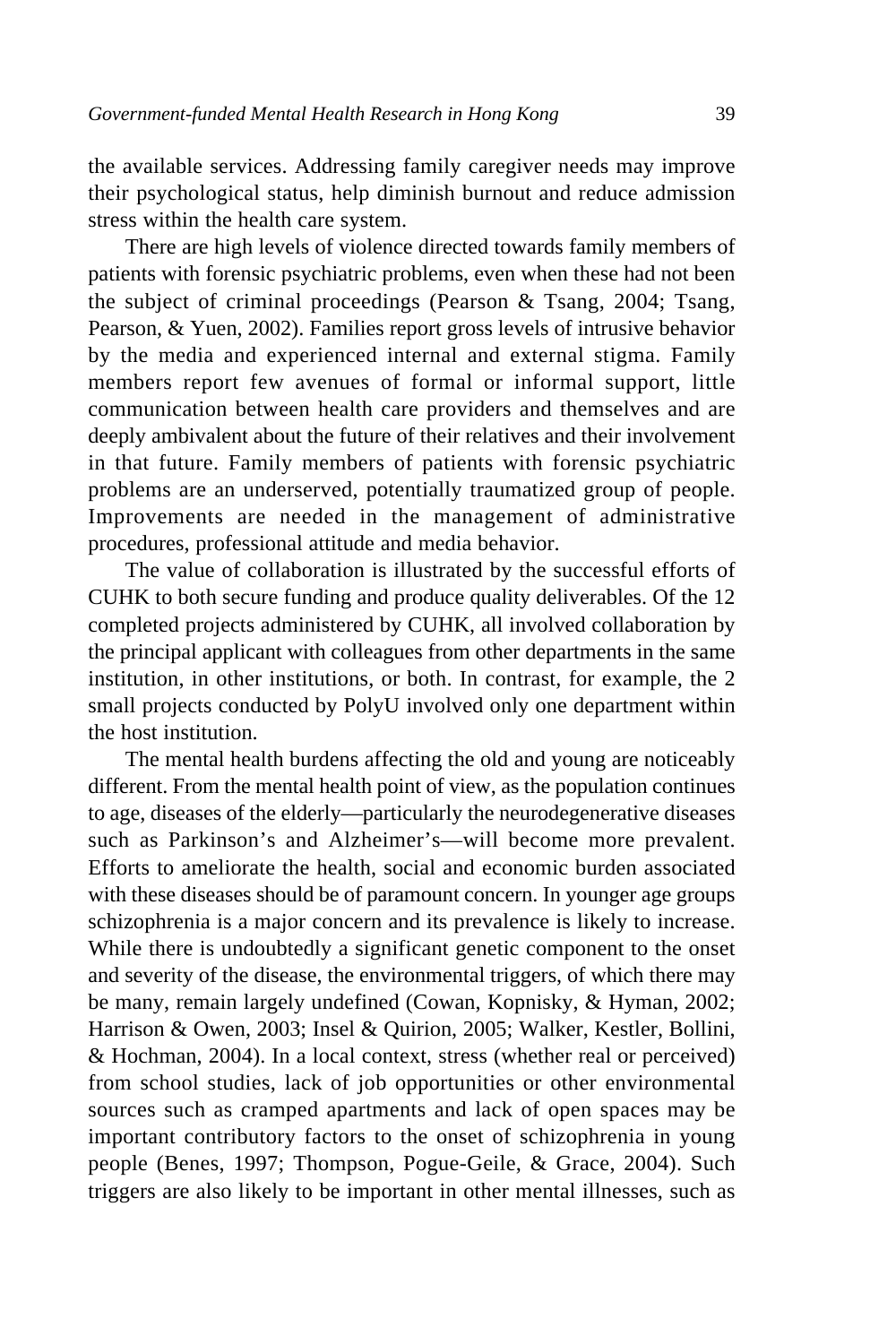the available services. Addressing family caregiver needs may improve their psychological status, help diminish burnout and reduce admission stress within the health care system.

There are high levels of violence directed towards family members of patients with forensic psychiatric problems, even when these had not been the subject of criminal proceedings (Pearson & Tsang, 2004; Tsang, Pearson, & Yuen, 2002). Families report gross levels of intrusive behavior by the media and experienced internal and external stigma. Family members report few avenues of formal or informal support, little communication between health care providers and themselves and are deeply ambivalent about the future of their relatives and their involvement in that future. Family members of patients with forensic psychiatric problems are an underserved, potentially traumatized group of people. Improvements are needed in the management of administrative procedures, professional attitude and media behavior.

The value of collaboration is illustrated by the successful efforts of CUHK to both secure funding and produce quality deliverables. Of the 12 completed projects administered by CUHK, all involved collaboration by the principal applicant with colleagues from other departments in the same institution, in other institutions, or both. In contrast, for example, the 2 small projects conducted by PolyU involved only one department within the host institution.

The mental health burdens affecting the old and young are noticeably different. From the mental health point of view, as the population continues to age, diseases of the elderly—particularly the neurodegenerative diseases such as Parkinson's and Alzheimer's—will become more prevalent. Efforts to ameliorate the health, social and economic burden associated with these diseases should be of paramount concern. In younger age groups schizophrenia is a major concern and its prevalence is likely to increase. While there is undoubtedly a significant genetic component to the onset and severity of the disease, the environmental triggers, of which there may be many, remain largely undefined (Cowan, Kopnisky, & Hyman, 2002; Harrison & Owen, 2003; Insel & Quirion, 2005; Walker, Kestler, Bollini, & Hochman, 2004). In a local context, stress (whether real or perceived) from school studies, lack of job opportunities or other environmental sources such as cramped apartments and lack of open spaces may be important contributory factors to the onset of schizophrenia in young people (Benes, 1997; Thompson, Pogue-Geile, & Grace, 2004). Such triggers are also likely to be important in other mental illnesses, such as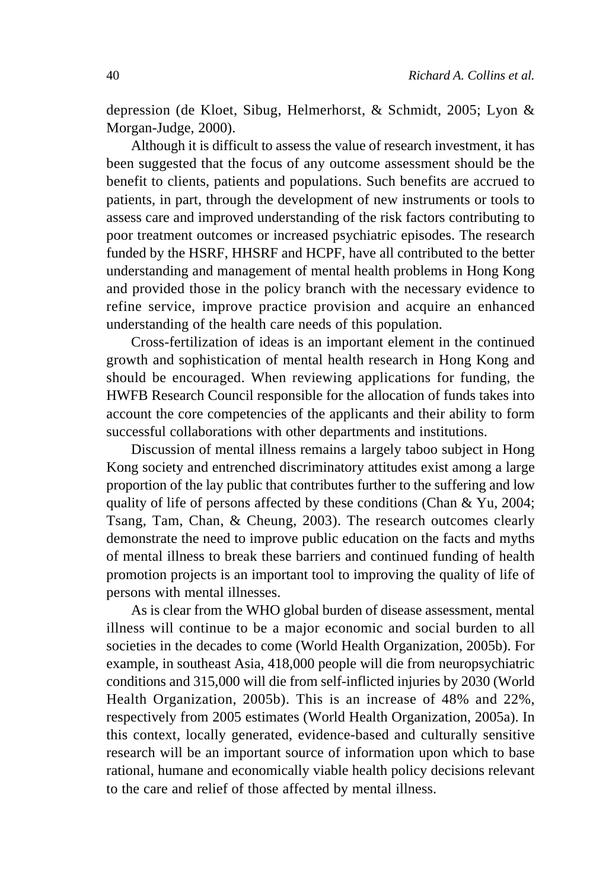depression (de Kloet, Sibug, Helmerhorst, & Schmidt, 2005; Lyon & Morgan-Judge, 2000).

Although it is difficult to assess the value of research investment, it has been suggested that the focus of any outcome assessment should be the benefit to clients, patients and populations. Such benefits are accrued to patients, in part, through the development of new instruments or tools to assess care and improved understanding of the risk factors contributing to poor treatment outcomes or increased psychiatric episodes. The research funded by the HSRF, HHSRF and HCPF, have all contributed to the better understanding and management of mental health problems in Hong Kong and provided those in the policy branch with the necessary evidence to refine service, improve practice provision and acquire an enhanced understanding of the health care needs of this population.

Cross-fertilization of ideas is an important element in the continued growth and sophistication of mental health research in Hong Kong and should be encouraged. When reviewing applications for funding, the HWFB Research Council responsible for the allocation of funds takes into account the core competencies of the applicants and their ability to form successful collaborations with other departments and institutions.

Discussion of mental illness remains a largely taboo subject in Hong Kong society and entrenched discriminatory attitudes exist among a large proportion of the lay public that contributes further to the suffering and low quality of life of persons affected by these conditions (Chan & Yu, 2004; Tsang, Tam, Chan, & Cheung, 2003). The research outcomes clearly demonstrate the need to improve public education on the facts and myths of mental illness to break these barriers and continued funding of health promotion projects is an important tool to improving the quality of life of persons with mental illnesses.

As is clear from the WHO global burden of disease assessment, mental illness will continue to be a major economic and social burden to all societies in the decades to come (World Health Organization, 2005b). For example, in southeast Asia, 418,000 people will die from neuropsychiatric conditions and 315,000 will die from self-inflicted injuries by 2030 (World Health Organization, 2005b). This is an increase of 48% and 22%, respectively from 2005 estimates (World Health Organization, 2005a). In this context, locally generated, evidence-based and culturally sensitive research will be an important source of information upon which to base rational, humane and economically viable health policy decisions relevant to the care and relief of those affected by mental illness.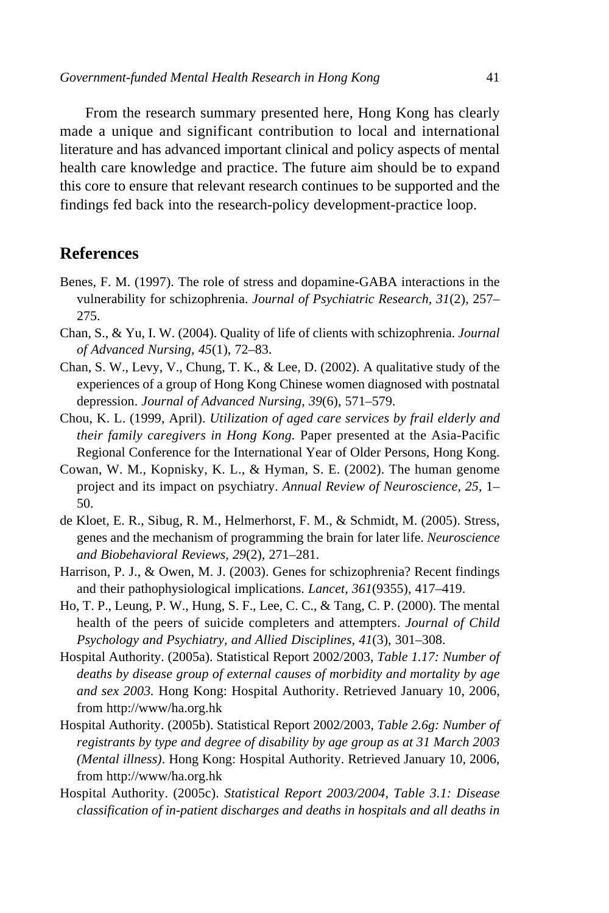From the research summary presented here, Hong Kong has clearly made a unique and significant contribution to local and international literature and has advanced important clinical and policy aspects of mental health care knowledge and practice. The future aim should be to expand this core to ensure that relevant research continues to be supported and the findings fed back into the research-policy development-practice loop.

## References

Benes, F. M. (1997). The role of stress and dopamine-GABA interactions in the vulnerability for schizophrenia. *Journal of Psychiatric Research, 31*(2), 257–275.

Chan, S., & Yu, I. W. (2004). Quality of life of clients with schizophrenia. *Journal of Advanced Nursing, 45*(1), 72–83.

Chan, S. W., Levy, V., Chung, T. K., & Lee, D. (2002). A qualitative study of the experiences of a group of Hong Kong Chinese women diagnosed with postnatal depression. *Journal of Advanced Nursing, 39*(6), 571–579.

Chou, K. L. (1999, April). *Utilization of aged care services by frail elderly and their family caregivers in Hong Kong.* Paper presented at the Asia-Pacific Regional Conference for the International Year of Older Persons, Hong Kong.

Cowan, W. M., Kopnisky, K. L., & Hyman, S. E. (2002). The human genome project and its impact on psychiatry. *Annual Review of Neuroscience, 25*, 1–50.

de Kloet, E. R., Sibug, R. M., Helmerhorst, F. M., & Schmidt, M. (2005). Stress, genes and the mechanism of programming the brain for later life. *Neuroscience and Biobehavioral Reviews, 29*(2), 271–281.

Harrison, P. J., & Owen, M. J. (2003). Genes for schizophrenia? Recent findings and their pathophysiological implications. *Lancet, 361*(9355), 417–419.

Ho, T. P., Leung, P. W., Hung, S. F., Lee, C. C., & Tang, C. P. (2000). The mental health of the peers of suicide completers and attempters. *Journal of Child Psychology and Psychiatry, and Allied Disciplines, 41*(3), 301–308.

Hospital Authority. (2005a). Statistical Report 2002/2003, *Table 1.17: Number of deaths by disease group of external causes of morbidity and mortality by age and sex 2003.* Hong Kong: Hospital Authority. Retrieved January 10, 2006, from http://www/ha.org.hk

Hospital Authority. (2005b). Statistical Report 2002/2003, *Table 2.6g: Number of registrants by type and degree of disability by age group as at 31 March 2003 (Mental illness)*. Hong Kong: Hospital Authority. Retrieved January 10, 2006, from http://www/ha.org.hk

Hospital Authority. (2005c). *Statistical Report 2003/2004*, *Table 3.1: Disease classification of in-patient discharges and deaths in hospitals and all deaths in*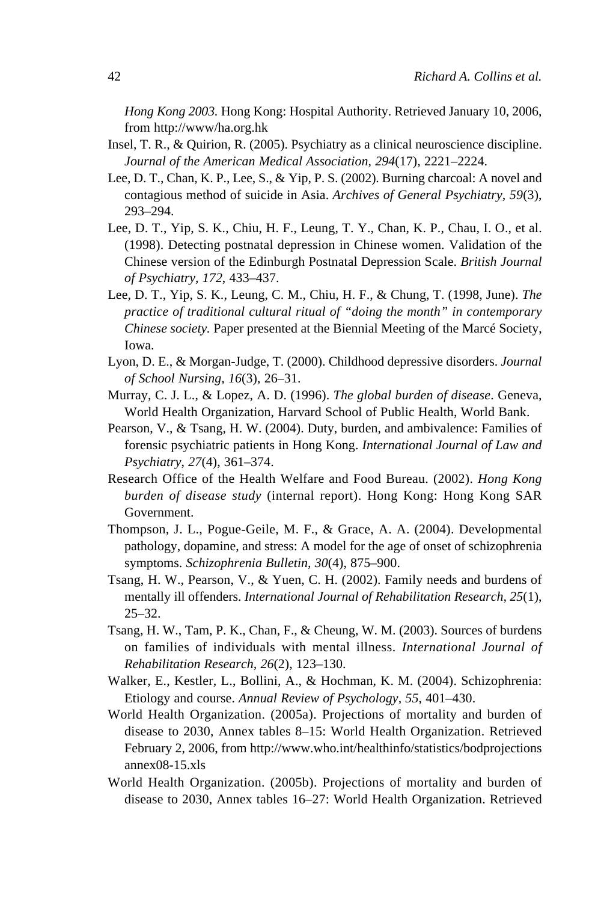*Hong Kong 2003.* Hong Kong: Hospital Authority. Retrieved January 10, 2006, from http://www/ha.org.hk

Insel, T. R., & Quirion, R. (2005). Psychiatry as a clinical neuroscience discipline. *Journal of the American Medical Association, 294*(17), 2221–2224.

Lee, D. T., Chan, K. P., Lee, S., & Yip, P. S. (2002). Burning charcoal: A novel and contagious method of suicide in Asia. *Archives of General Psychiatry, 59*(3), 293–294.

Lee, D. T., Yip, S. K., Chiu, H. F., Leung, T. Y., Chan, K. P., Chau, I. O., et al. (1998). Detecting postnatal depression in Chinese women. Validation of the Chinese version of the Edinburgh Postnatal Depression Scale. *British Journal of Psychiatry, 172*, 433–437.

Lee, D. T., Yip, S. K., Leung, C. M., Chiu, H. F., & Chung, T. (1998, June). *The practice of traditional cultural ritual of "doing the month" in contemporary Chinese society.* Paper presented at the Biennial Meeting of the Marcé Society, Iowa.

Lyon, D. E., & Morgan-Judge, T. (2000). Childhood depressive disorders. *Journal of School Nursing, 16*(3), 26–31.

Murray, C. J. L., & Lopez, A. D. (1996). *The global burden of disease*. Geneva, World Health Organization, Harvard School of Public Health, World Bank.

Pearson, V., & Tsang, H. W. (2004). Duty, burden, and ambivalence: Families of forensic psychiatric patients in Hong Kong. *International Journal of Law and Psychiatry*, *27*(4), 361–374.

Research Office of the Health Welfare and Food Bureau. (2002). *Hong Kong burden of disease study* (internal report). Hong Kong: Hong Kong SAR Government.

Thompson, J. L., Pogue-Geile, M. F., & Grace, A. A. (2004). Developmental pathology, dopamine, and stress: A model for the age of onset of schizophrenia symptoms. *Schizophrenia Bulletin, 30*(4), 875–900.

Tsang, H. W., Pearson, V., & Yuen, C. H. (2002). Family needs and burdens of mentally ill offenders. *International Journal of Rehabilitation Research, 25*(1), 25–32.

Tsang, H. W., Tam, P. K., Chan, F., & Cheung, W. M. (2003). Sources of burdens on families of individuals with mental illness. *International Journal of Rehabilitation Research, 26*(2), 123–130.

Walker, E., Kestler, L., Bollini, A., & Hochman, K. M. (2004). Schizophrenia: Etiology and course. *Annual Review of Psychology, 55*, 401–430.

World Health Organization. (2005a). Projections of mortality and burden of disease to 2030, Annex tables 8–15: World Health Organization. Retrieved February 2, 2006, from http://www.who.int/healthinfo/statistics/bodprojections annex08-15.xls

World Health Organization. (2005b). Projections of mortality and burden of disease to 2030, Annex tables 16–27: World Health Organization. Retrieved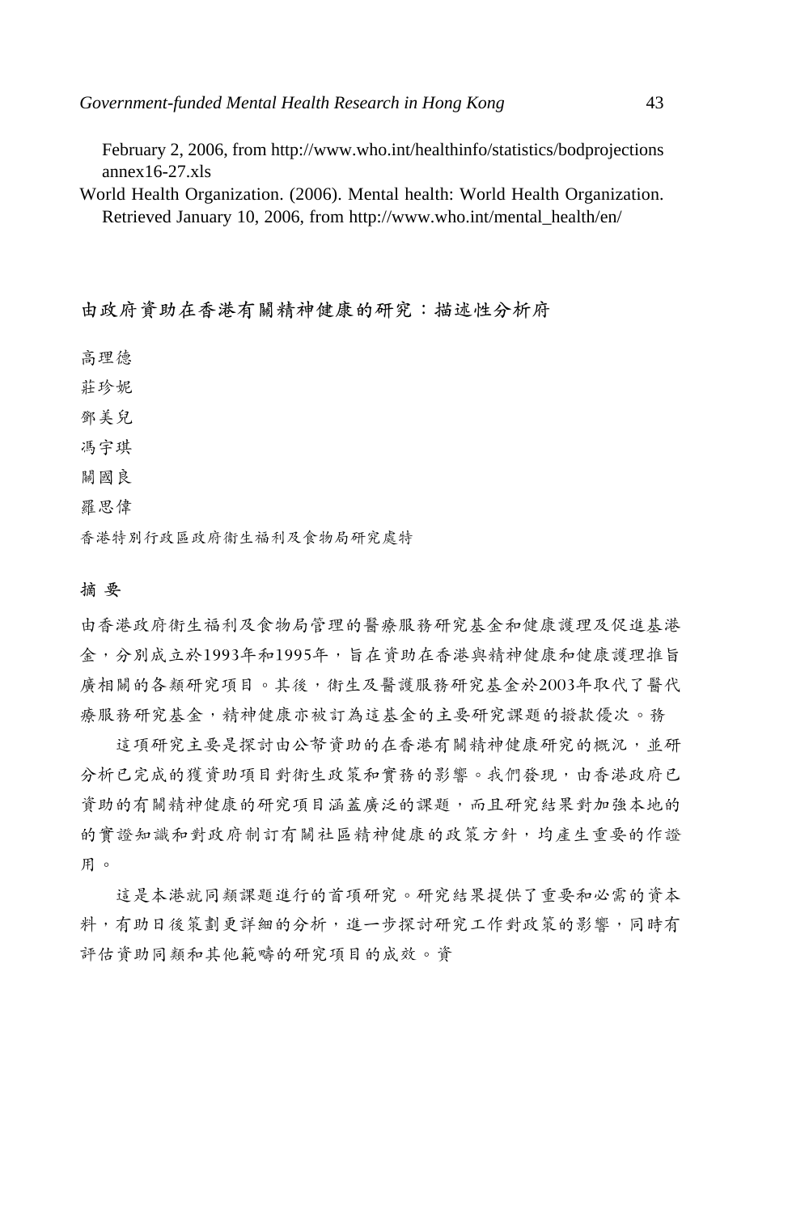February 2, 2006, from http://www.who.int/healthinfo/statistics/bodprojections annex16-27.xls

World Health Organization. (2006). Mental health: World Health Organization. Retrieved January 10, 2006, from http://www.who.int/mental_health/en/

## 由政府資助在香港有關精神健康的研究：描述性分析府

高理德

莊珍妮

鄧美兒

馮宇琪

關國良

羅思偉

香港特別行政區政府衛生福利及食物局研究處特

### 摘 要

由香港政府衛生福利及食物局管理的醫療服務研究基金和健康護理及促進基港金，分別成立於1993年和1995年，旨在資助在香港與精神健康和健康護理推旨廣相關的各類研究項目。其後，衛生及醫護服務研究基金於2003年取代了醫代療服務研究基金，精神健康亦被訂為這基金的主要研究課題的撥款優次。務

這項研究主要是探討由公帑資助的在香港有關精神健康研究的概況，並研分析已完成的獲資助項目對衛生政策和實務的影響。我們發現，由香港政府已資助的有關精神健康的研究項目涵蓋廣泛的課題，而且研究結果對加強本地的的實證知識和對政府制訂有關社區精神健康的政策方針，均產生重要的作證用。

這是本港就同類課題進行的首項研究。研究結果提供了重要和必需的資本料，有助日後策劃更詳細的分析，進一步探討研究工作對政策的影響，同時有評估資助同類和其他範疇的研究項目的成效。資